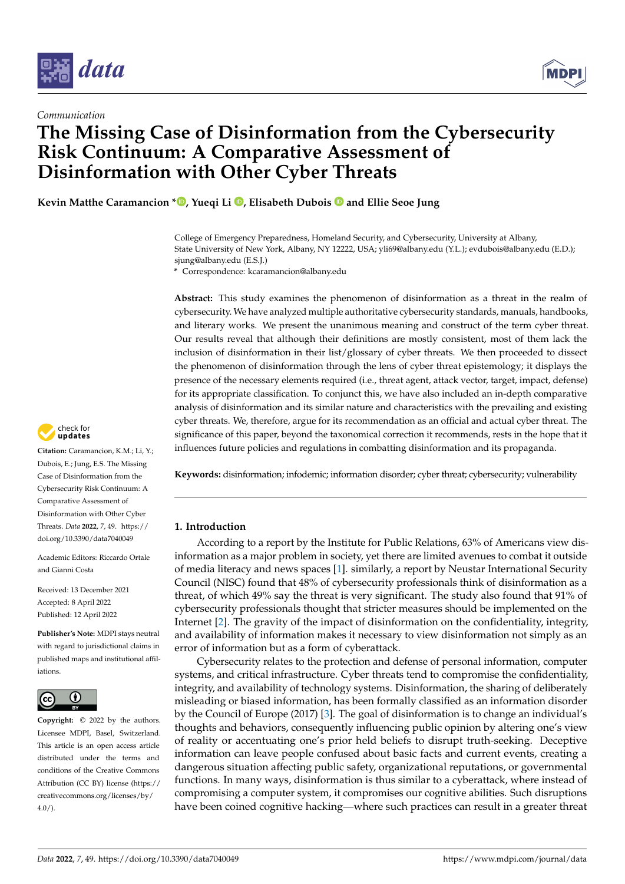*Communication*

# The Missing Case of Disinformation from the Cybersecurity Risk Continuum: A Comparative Assessment of Disinformation with Other Cyber Threats

**Kevin Matthe Caramancion \*, Yueqi Li, Elisabeth Dubois and Ellie Seoe Jung**

College of Emergency Preparedness, Homeland Security, and Cybersecurity, University at Albany, State University of New York, Albany, NY 12222, USA; yli69@albany.edu (Y.L.); evdubois@albany.edu (E.D.); sjung@albany.edu (E.S.J.)
\* Correspondence: kcaramancion@albany.edu

**Abstract:** This study examines the phenomenon of disinformation as a threat in the realm of cybersecurity. We have analyzed multiple authoritative cybersecurity standards, manuals, handbooks, and literary works. We present the unanimous meaning and construct of the term cyber threat. Our results reveal that although their definitions are mostly consistent, most of them lack the inclusion of disinformation in their list/glossary of cyber threats. We then proceeded to dissect the phenomenon of disinformation through the lens of cyber threat epistemology; it displays the presence of the necessary elements required (i.e., threat agent, attack vector, target, impact, defense) for its appropriate classification. To conjunct this, we have also included an in-depth comparative analysis of disinformation and its similar nature and characteristics with the prevailing and existing cyber threats. We, therefore, argue for its recommendation as an official and actual cyber threat. The significance of this paper, beyond the taxonomical correction it recommends, rests in the hope that it influences future policies and regulations in combatting disinformation and its propaganda.

**Keywords:** disinformation; infodemic; information disorder; cyber threat; cybersecurity; vulnerability

**Citation:** Caramancion, K.M.; Li, Y.; Dubois, E.; Jung, E.S. The Missing Case of Disinformation from the Cybersecurity Risk Continuum: A Comparative Assessment of Disinformation with Other Cyber Threats. *Data* **2022**, *7*, 49. https://doi.org/10.3390/data7040049

Academic Editors: Riccardo Ortale and Gianni Costa

Received: 13 December 2021
Accepted: 8 April 2022
Published: 12 April 2022

**Publisher's Note:** MDPI stays neutral with regard to jurisdictional claims in published maps and institutional affiliations.

**Copyright:** © 2022 by the authors. Licensee MDPI, Basel, Switzerland. This article is an open access article distributed under the terms and conditions of the Creative Commons Attribution (CC BY) license (https://creativecommons.org/licenses/by/4.0/).

## 1. Introduction

According to a report by the Institute for Public Relations, 63% of Americans view disinformation as a major problem in society, yet there are limited avenues to combat it outside of media literacy and news spaces [1]. similarly, a report by Neustar International Security Council (NISC) found that 48% of cybersecurity professionals think of disinformation as a threat, of which 49% say the threat is very significant. The study also found that 91% of cybersecurity professionals thought that stricter measures should be implemented on the Internet [2]. The gravity of the impact of disinformation on the confidentiality, integrity, and availability of information makes it necessary to view disinformation not simply as an error of information but as a form of cyberattack.

Cybersecurity relates to the protection and defense of personal information, computer systems, and critical infrastructure. Cyber threats tend to compromise the confidentiality, integrity, and availability of technology systems. Disinformation, the sharing of deliberately misleading or biased information, has been formally classified as an information disorder by the Council of Europe (2017) [3]. The goal of disinformation is to change an individual's thoughts and behaviors, consequently influencing public opinion by altering one's view of reality or accentuating one's prior held beliefs to disrupt truth-seeking. Deceptive information can leave people confused about basic facts and current events, creating a dangerous situation affecting public safety, organizational reputations, or governmental functions. In many ways, disinformation is thus similar to a cyberattack, where instead of compromising a computer system, it compromises our cognitive abilities. Such disruptions have been coined cognitive hacking—where such practices can result in a greater threat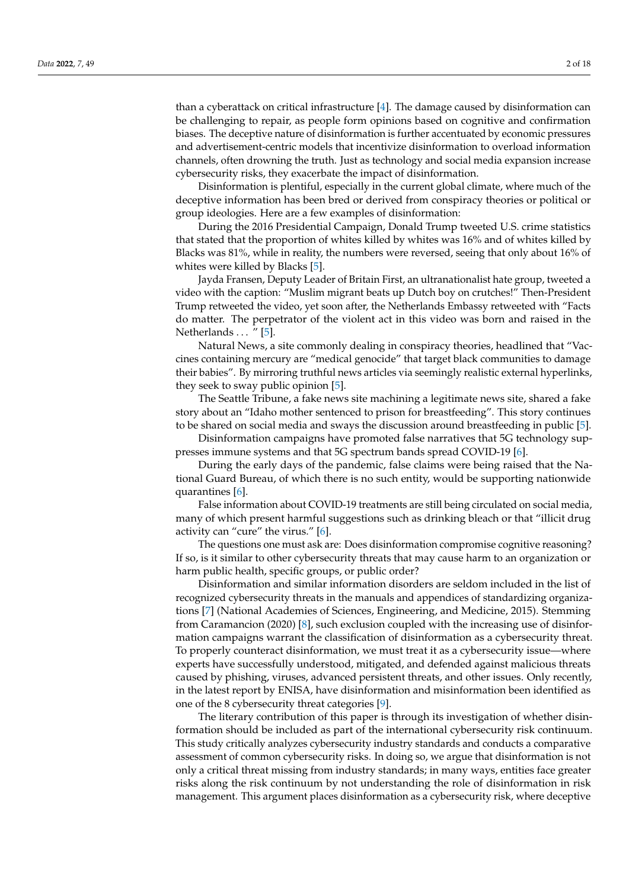than a cyberattack on critical infrastructure [4]. The damage caused by disinformation can be challenging to repair, as people form opinions based on cognitive and confirmation biases. The deceptive nature of disinformation is further accentuated by economic pressures and advertisement-centric models that incentivize disinformation to overload information channels, often drowning the truth. Just as technology and social media expansion increase cybersecurity risks, they exacerbate the impact of disinformation.

Disinformation is plentiful, especially in the current global climate, where much of the deceptive information has been bred or derived from conspiracy theories or political or group ideologies. Here are a few examples of disinformation:

During the 2016 Presidential Campaign, Donald Trump tweeted U.S. crime statistics that stated that the proportion of whites killed by whites was 16% and of whites killed by Blacks was 81%, while in reality, the numbers were reversed, seeing that only about 16% of whites were killed by Blacks [5].

Jayda Fransen, Deputy Leader of Britain First, an ultranationalist hate group, tweeted a video with the caption: "Muslim migrant beats up Dutch boy on crutches!" Then-President Trump retweeted the video, yet soon after, the Netherlands Embassy retweeted with "Facts do matter. The perpetrator of the violent act in this video was born and raised in the Netherlands . . . " [5].

Natural News, a site commonly dealing in conspiracy theories, headlined that "Vaccines containing mercury are "medical genocide" that target black communities to damage their babies". By mirroring truthful news articles via seemingly realistic external hyperlinks, they seek to sway public opinion [5].

The Seattle Tribune, a fake news site machining a legitimate news site, shared a fake story about an "Idaho mother sentenced to prison for breastfeeding". This story continues to be shared on social media and sways the discussion around breastfeeding in public [5].

Disinformation campaigns have promoted false narratives that 5G technology suppresses immune systems and that 5G spectrum bands spread COVID-19 [6].

During the early days of the pandemic, false claims were being raised that the National Guard Bureau, of which there is no such entity, would be supporting nationwide quarantines [6].

False information about COVID-19 treatments are still being circulated on social media, many of which present harmful suggestions such as drinking bleach or that "illicit drug activity can "cure" the virus." [6].

The questions one must ask are: Does disinformation compromise cognitive reasoning? If so, is it similar to other cybersecurity threats that may cause harm to an organization or harm public health, specific groups, or public order?

Disinformation and similar information disorders are seldom included in the list of recognized cybersecurity threats in the manuals and appendices of standardizing organizations [7] (National Academies of Sciences, Engineering, and Medicine, 2015). Stemming from Caramancion (2020) [8], such exclusion coupled with the increasing use of disinformation campaigns warrant the classification of disinformation as a cybersecurity threat. To properly counteract disinformation, we must treat it as a cybersecurity issue—where experts have successfully understood, mitigated, and defended against malicious threats caused by phishing, viruses, advanced persistent threats, and other issues. Only recently, in the latest report by ENISA, have disinformation and misinformation been identified as one of the 8 cybersecurity threat categories [9].

The literary contribution of this paper is through its investigation of whether disinformation should be included as part of the international cybersecurity risk continuum. This study critically analyzes cybersecurity industry standards and conducts a comparative assessment of common cybersecurity risks. In doing so, we argue that disinformation is not only a critical threat missing from industry standards; in many ways, entities face greater risks along the risk continuum by not understanding the role of disinformation in risk management. This argument places disinformation as a cybersecurity risk, where deceptive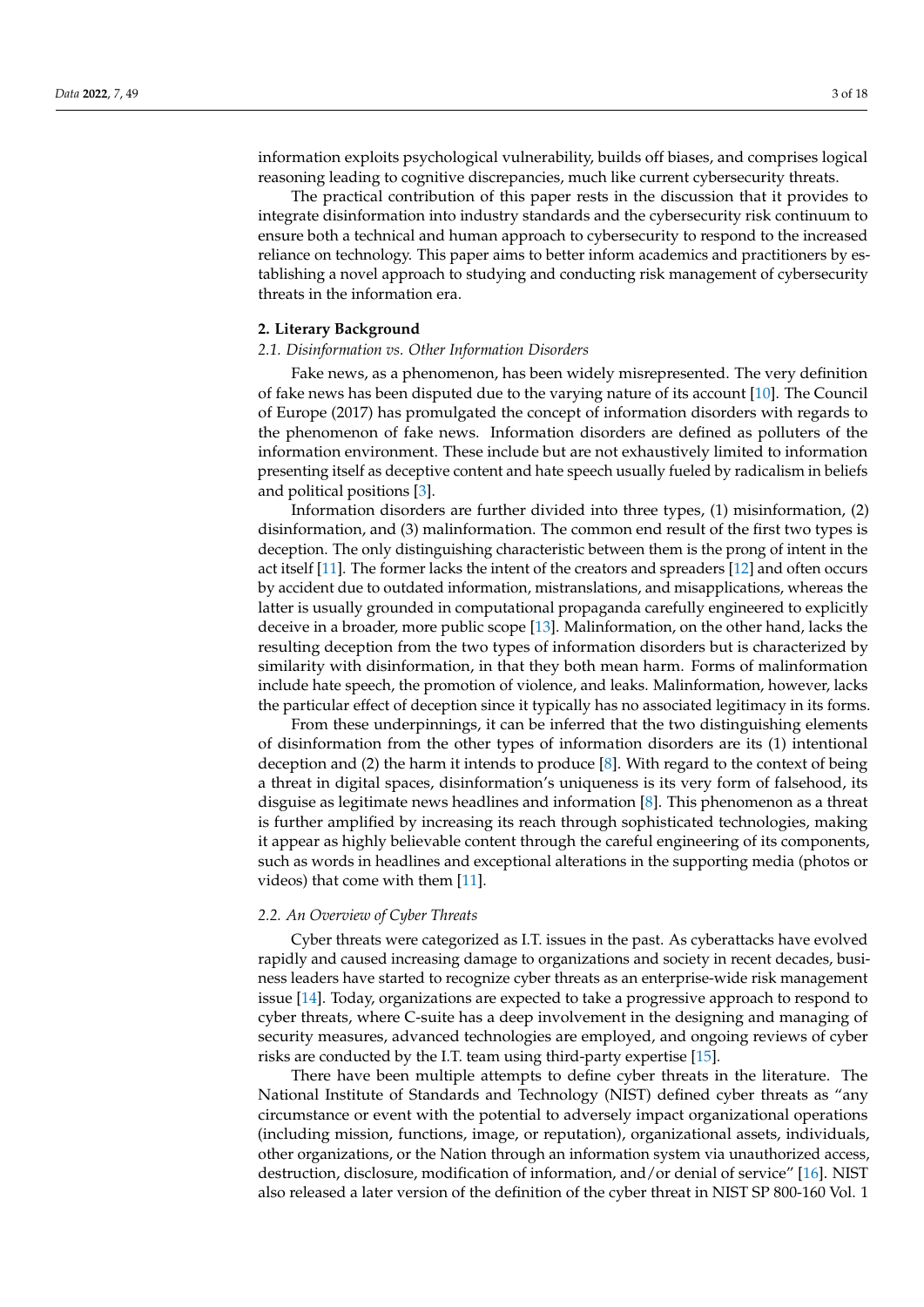information exploits psychological vulnerability, builds off biases, and comprises logical reasoning leading to cognitive discrepancies, much like current cybersecurity threats.

The practical contribution of this paper rests in the discussion that it provides to integrate disinformation into industry standards and the cybersecurity risk continuum to ensure both a technical and human approach to cybersecurity to respond to the increased reliance on technology. This paper aims to better inform academics and practitioners by establishing a novel approach to studying and conducting risk management of cybersecurity threats in the information era.

## 2. Literary Background

### 2.1. Disinformation vs. Other Information Disorders

Fake news, as a phenomenon, has been widely misrepresented. The very definition of fake news has been disputed due to the varying nature of its account [10]. The Council of Europe (2017) has promulgated the concept of information disorders with regards to the phenomenon of fake news. Information disorders are defined as polluters of the information environment. These include but are not exhaustively limited to information presenting itself as deceptive content and hate speech usually fueled by radicalism in beliefs and political positions [3].

Information disorders are further divided into three types, (1) misinformation, (2) disinformation, and (3) malinformation. The common end result of the first two types is deception. The only distinguishing characteristic between them is the prong of intent in the act itself [11]. The former lacks the intent of the creators and spreaders [12] and often occurs by accident due to outdated information, mistranslations, and misapplications, whereas the latter is usually grounded in computational propaganda carefully engineered to explicitly deceive in a broader, more public scope [13]. Malinformation, on the other hand, lacks the resulting deception from the two types of information disorders but is characterized by similarity with disinformation, in that they both mean harm. Forms of malinformation include hate speech, the promotion of violence, and leaks. Malinformation, however, lacks the particular effect of deception since it typically has no associated legitimacy in its forms.

From these underpinnings, it can be inferred that the two distinguishing elements of disinformation from the other types of information disorders are its (1) intentional deception and (2) the harm it intends to produce [8]. With regard to the context of being a threat in digital spaces, disinformation's uniqueness is its very form of falsehood, its disguise as legitimate news headlines and information [8]. This phenomenon as a threat is further amplified by increasing its reach through sophisticated technologies, making it appear as highly believable content through the careful engineering of its components, such as words in headlines and exceptional alterations in the supporting media (photos or videos) that come with them [11].

### 2.2. An Overview of Cyber Threats

Cyber threats were categorized as I.T. issues in the past. As cyberattacks have evolved rapidly and caused increasing damage to organizations and society in recent decades, business leaders have started to recognize cyber threats as an enterprise-wide risk management issue [14]. Today, organizations are expected to take a progressive approach to respond to cyber threats, where C-suite has a deep involvement in the designing and managing of security measures, advanced technologies are employed, and ongoing reviews of cyber risks are conducted by the I.T. team using third-party expertise [15].

There have been multiple attempts to define cyber threats in the literature. The National Institute of Standards and Technology (NIST) defined cyber threats as "any circumstance or event with the potential to adversely impact organizational operations (including mission, functions, image, or reputation), organizational assets, individuals, other organizations, or the Nation through an information system via unauthorized access, destruction, disclosure, modification of information, and/or denial of service" [16]. NIST also released a later version of the definition of the cyber threat in NIST SP 800-160 Vol. 1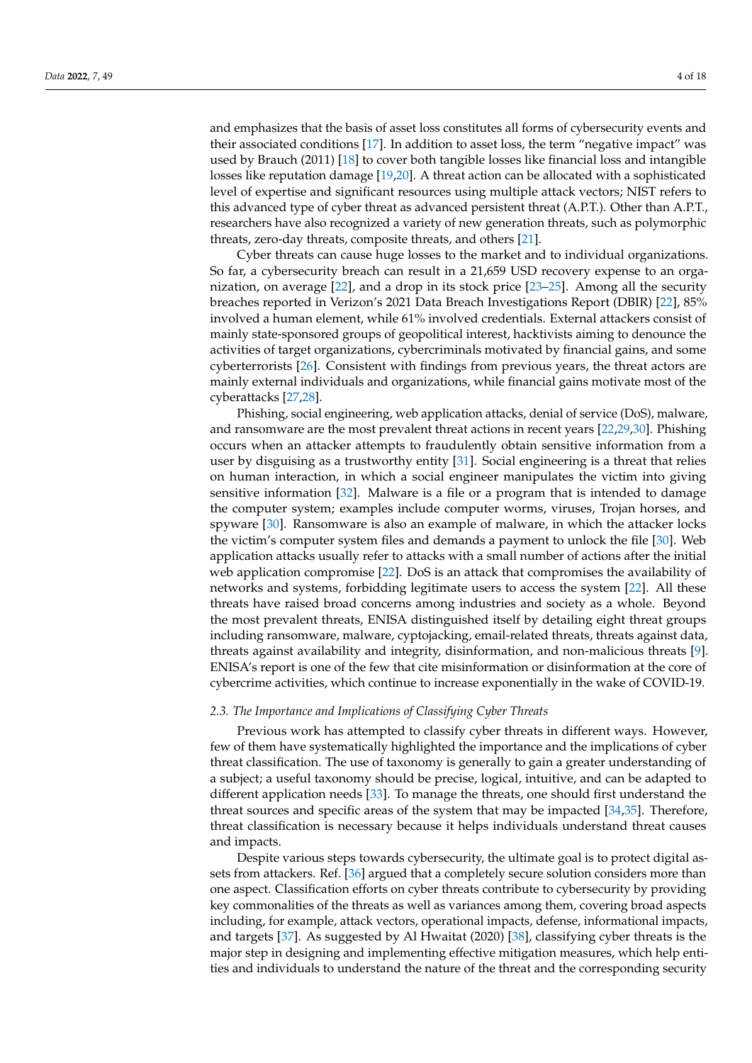and emphasizes that the basis of asset loss constitutes all forms of cybersecurity events and their associated conditions [17]. In addition to asset loss, the term "negative impact" was used by Brauch (2011) [18] to cover both tangible losses like financial loss and intangible losses like reputation damage [19,20]. A threat action can be allocated with a sophisticated level of expertise and significant resources using multiple attack vectors; NIST refers to this advanced type of cyber threat as advanced persistent threat (A.P.T.). Other than A.P.T., researchers have also recognized a variety of new generation threats, such as polymorphic threats, zero-day threats, composite threats, and others [21].

Cyber threats can cause huge losses to the market and to individual organizations. So far, a cybersecurity breach can result in a 21,659 USD recovery expense to an organization, on average [22], and a drop in its stock price [23–25]. Among all the security breaches reported in Verizon's 2021 Data Breach Investigations Report (DBIR) [22], 85% involved a human element, while 61% involved credentials. External attackers consist of mainly state-sponsored groups of geopolitical interest, hacktivists aiming to denounce the activities of target organizations, cybercriminals motivated by financial gains, and some cyberterrorists [26]. Consistent with findings from previous years, the threat actors are mainly external individuals and organizations, while financial gains motivate most of the cyberattacks [27,28].

Phishing, social engineering, web application attacks, denial of service (DoS), malware, and ransomware are the most prevalent threat actions in recent years [22,29,30]. Phishing occurs when an attacker attempts to fraudulently obtain sensitive information from a user by disguising as a trustworthy entity [31]. Social engineering is a threat that relies on human interaction, in which a social engineer manipulates the victim into giving sensitive information [32]. Malware is a file or a program that is intended to damage the computer system; examples include computer worms, viruses, Trojan horses, and spyware [30]. Ransomware is also an example of malware, in which the attacker locks the victim's computer system files and demands a payment to unlock the file [30]. Web application attacks usually refer to attacks with a small number of actions after the initial web application compromise [22]. DoS is an attack that compromises the availability of networks and systems, forbidding legitimate users to access the system [22]. All these threats have raised broad concerns among industries and society as a whole. Beyond the most prevalent threats, ENISA distinguished itself by detailing eight threat groups including ransomware, malware, cyptojacking, email-related threats, threats against data, threats against availability and integrity, disinformation, and non-malicious threats [9]. ENISA's report is one of the few that cite misinformation or disinformation at the core of cybercrime activities, which continue to increase exponentially in the wake of COVID-19.

### *2.3. The Importance and Implications of Classifying Cyber Threats*

Previous work has attempted to classify cyber threats in different ways. However, few of them have systematically highlighted the importance and the implications of cyber threat classification. The use of taxonomy is generally to gain a greater understanding of a subject; a useful taxonomy should be precise, logical, intuitive, and can be adapted to different application needs [33]. To manage the threats, one should first understand the threat sources and specific areas of the system that may be impacted [34,35]. Therefore, threat classification is necessary because it helps individuals understand threat causes and impacts.

Despite various steps towards cybersecurity, the ultimate goal is to protect digital assets from attackers. Ref. [36] argued that a completely secure solution considers more than one aspect. Classification efforts on cyber threats contribute to cybersecurity by providing key commonalities of the threats as well as variances among them, covering broad aspects including, for example, attack vectors, operational impacts, defense, informational impacts, and targets [37]. As suggested by Al Hwaitat (2020) [38], classifying cyber threats is the major step in designing and implementing effective mitigation measures, which help entities and individuals to understand the nature of the threat and the corresponding security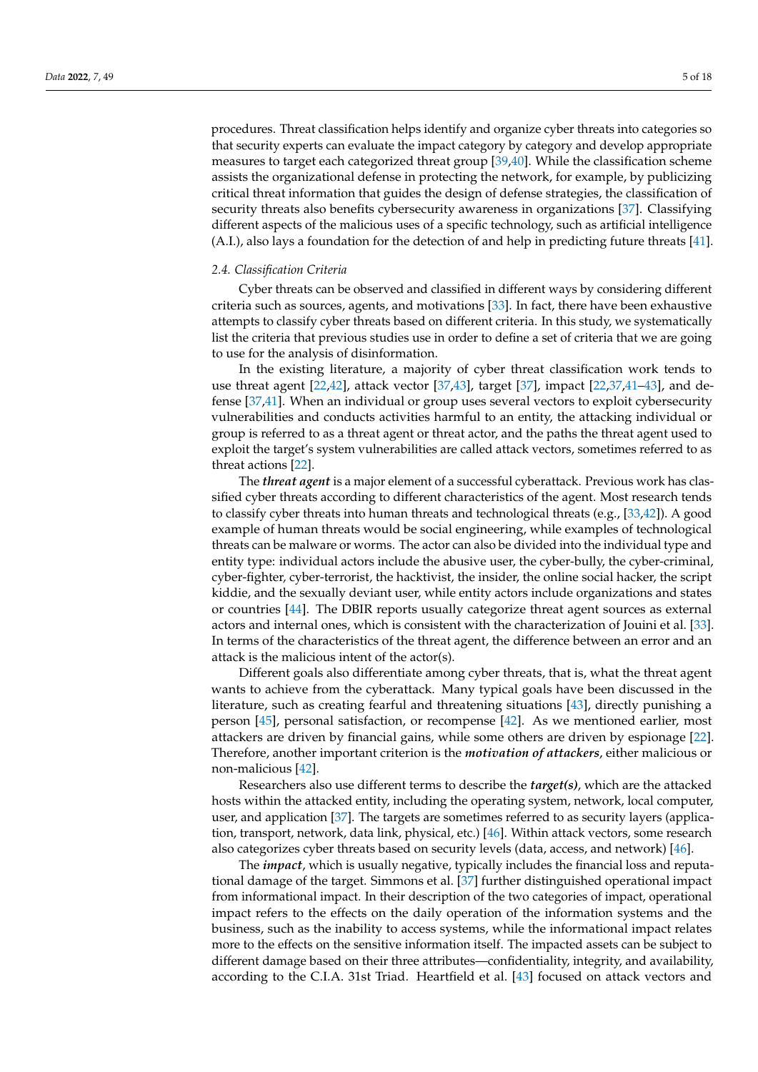procedures. Threat classification helps identify and organize cyber threats into categories so that security experts can evaluate the impact category by category and develop appropriate measures to target each categorized threat group [39,40]. While the classification scheme assists the organizational defense in protecting the network, for example, by publicizing critical threat information that guides the design of defense strategies, the classification of security threats also benefits cybersecurity awareness in organizations [37]. Classifying different aspects of the malicious uses of a specific technology, such as artificial intelligence (A.I.), also lays a foundation for the detection of and help in predicting future threats [41].

### *2.4. Classification Criteria*

Cyber threats can be observed and classified in different ways by considering different criteria such as sources, agents, and motivations [33]. In fact, there have been exhaustive attempts to classify cyber threats based on different criteria. In this study, we systematically list the criteria that previous studies use in order to define a set of criteria that we are going to use for the analysis of disinformation.

In the existing literature, a majority of cyber threat classification work tends to use threat agent [22,42], attack vector [37,43], target [37], impact [22,37,41–43], and defense [37,41]. When an individual or group uses several vectors to exploit cybersecurity vulnerabilities and conducts activities harmful to an entity, the attacking individual or group is referred to as a threat agent or threat actor, and the paths the threat agent used to exploit the target's system vulnerabilities are called attack vectors, sometimes referred to as threat actions [22].

The ***threat agent*** is a major element of a successful cyberattack. Previous work has classified cyber threats according to different characteristics of the agent. Most research tends to classify cyber threats into human threats and technological threats (e.g., [33,42]). A good example of human threats would be social engineering, while examples of technological threats can be malware or worms. The actor can also be divided into the individual type and entity type: individual actors include the abusive user, the cyber-bully, the cyber-criminal, cyber-fighter, cyber-terrorist, the hacktivist, the insider, the online social hacker, the script kiddie, and the sexually deviant user, while entity actors include organizations and states or countries [44]. The DBIR reports usually categorize threat agent sources as external actors and internal ones, which is consistent with the characterization of Jouini et al. [33]. In terms of the characteristics of the threat agent, the difference between an error and an attack is the malicious intent of the actor(s).

Different goals also differentiate among cyber threats, that is, what the threat agent wants to achieve from the cyberattack. Many typical goals have been discussed in the literature, such as creating fearful and threatening situations [43], directly punishing a person [45], personal satisfaction, or recompense [42]. As we mentioned earlier, most attackers are driven by financial gains, while some others are driven by espionage [22]. Therefore, another important criterion is the ***motivation of attackers***, either malicious or non-malicious [42].

Researchers also use different terms to describe the ***target(s)***, which are the attacked hosts within the attacked entity, including the operating system, network, local computer, user, and application [37]. The targets are sometimes referred to as security layers (application, transport, network, data link, physical, etc.) [46]. Within attack vectors, some research also categorizes cyber threats based on security levels (data, access, and network) [46].

The ***impact***, which is usually negative, typically includes the financial loss and reputational damage of the target. Simmons et al. [37] further distinguished operational impact from informational impact. In their description of the two categories of impact, operational impact refers to the effects on the daily operation of the information systems and the business, such as the inability to access systems, while the informational impact relates more to the effects on the sensitive information itself. The impacted assets can be subject to different damage based on their three attributes—confidentiality, integrity, and availability, according to the C.I.A. 31st Triad. Heartfield et al. [43] focused on attack vectors and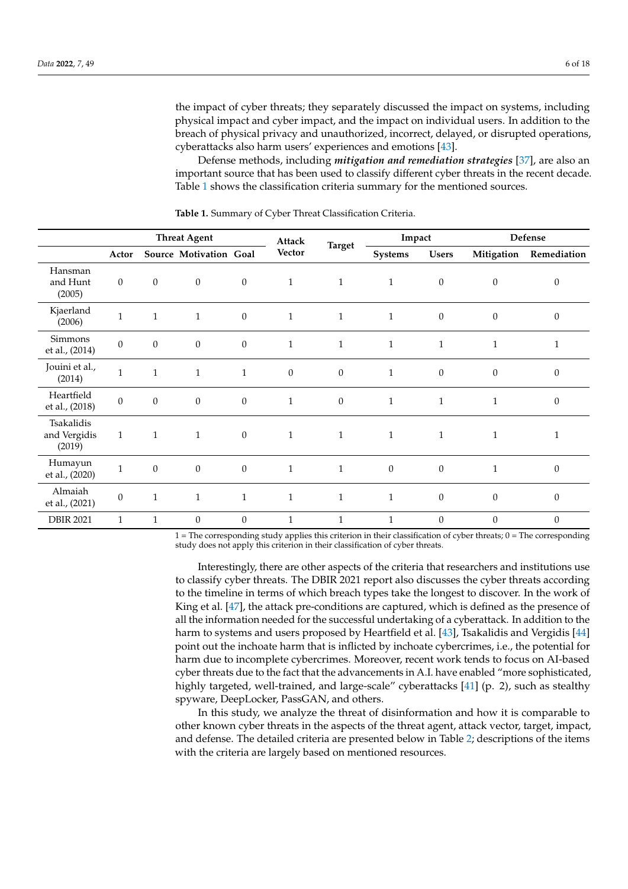the impact of cyber threats; they separately discussed the impact on systems, including physical impact and cyber impact, and the impact on individual users. In addition to the breach of physical privacy and unauthorized, incorrect, delayed, or disrupted operations, cyberattacks also harm users' experiences and emotions [43].

Defense methods, including ***mitigation and remediation strategies*** [37], are also an important source that has been used to classify different cyber threats in the recent decade. Table 1 shows the classification criteria summary for the mentioned sources.

**Table 1.** Summary of Cyber Threat Classification Criteria.

| | Threat Agent | | | | Attack Vector | Target | Impact | | Defense | |
|---|---|---|---|---|---|---|---|---|---|---|
| | Actor | Source | Motivation | Goal | | | Systems | Users | Mitigation | Remediation |
| Hansman and Hunt (2005) | 0 | 0 | 0 | 0 | 1 | 1 | 1 | 0 | 0 | 0 |
| Kjaerland (2006) | 1 | 1 | 1 | 0 | 1 | 1 | 1 | 0 | 0 | 0 |
| Simmons et al., (2014) | 0 | 0 | 0 | 0 | 1 | 1 | 1 | 1 | 1 | 1 |
| Jouini et al., (2014) | 1 | 1 | 1 | 1 | 0 | 0 | 1 | 0 | 0 | 0 |
| Heartfield et al., (2018) | 0 | 0 | 0 | 0 | 1 | 0 | 1 | 1 | 1 | 0 |
| Tsakalidis and Vergidis (2019) | 1 | 1 | 1 | 0 | 1 | 1 | 1 | 1 | 1 | 1 |
| Humayun et al., (2020) | 1 | 0 | 0 | 0 | 1 | 1 | 0 | 0 | 1 | 0 |
| Almaiah et al., (2021) | 0 | 1 | 1 | 1 | 1 | 1 | 1 | 0 | 0 | 0 |
| DBIR 2021 | 1 | 1 | 0 | 0 | 1 | 1 | 1 | 0 | 0 | 0 |

1 = The corresponding study applies this criterion in their classification of cyber threats; 0 = The corresponding study does not apply this criterion in their classification of cyber threats.

Interestingly, there are other aspects of the criteria that researchers and institutions use to classify cyber threats. The DBIR 2021 report also discusses the cyber threats according to the timeline in terms of which breach types take the longest to discover. In the work of King et al. [47], the attack pre-conditions are captured, which is defined as the presence of all the information needed for the successful undertaking of a cyberattack. In addition to the harm to systems and users proposed by Heartfield et al. [43], Tsakalidis and Vergidis [44] point out the inchoate harm that is inflicted by inchoate cybercrimes, i.e., the potential for harm due to incomplete cybercrimes. Moreover, recent work tends to focus on AI-based cyber threats due to the fact that the advancements in A.I. have enabled "more sophisticated, highly targeted, well-trained, and large-scale" cyberattacks [41] (p. 2), such as stealthy spyware, DeepLocker, PassGAN, and others.

In this study, we analyze the threat of disinformation and how it is comparable to other known cyber threats in the aspects of the threat agent, attack vector, target, impact, and defense. The detailed criteria are presented below in Table 2; descriptions of the items with the criteria are largely based on mentioned resources.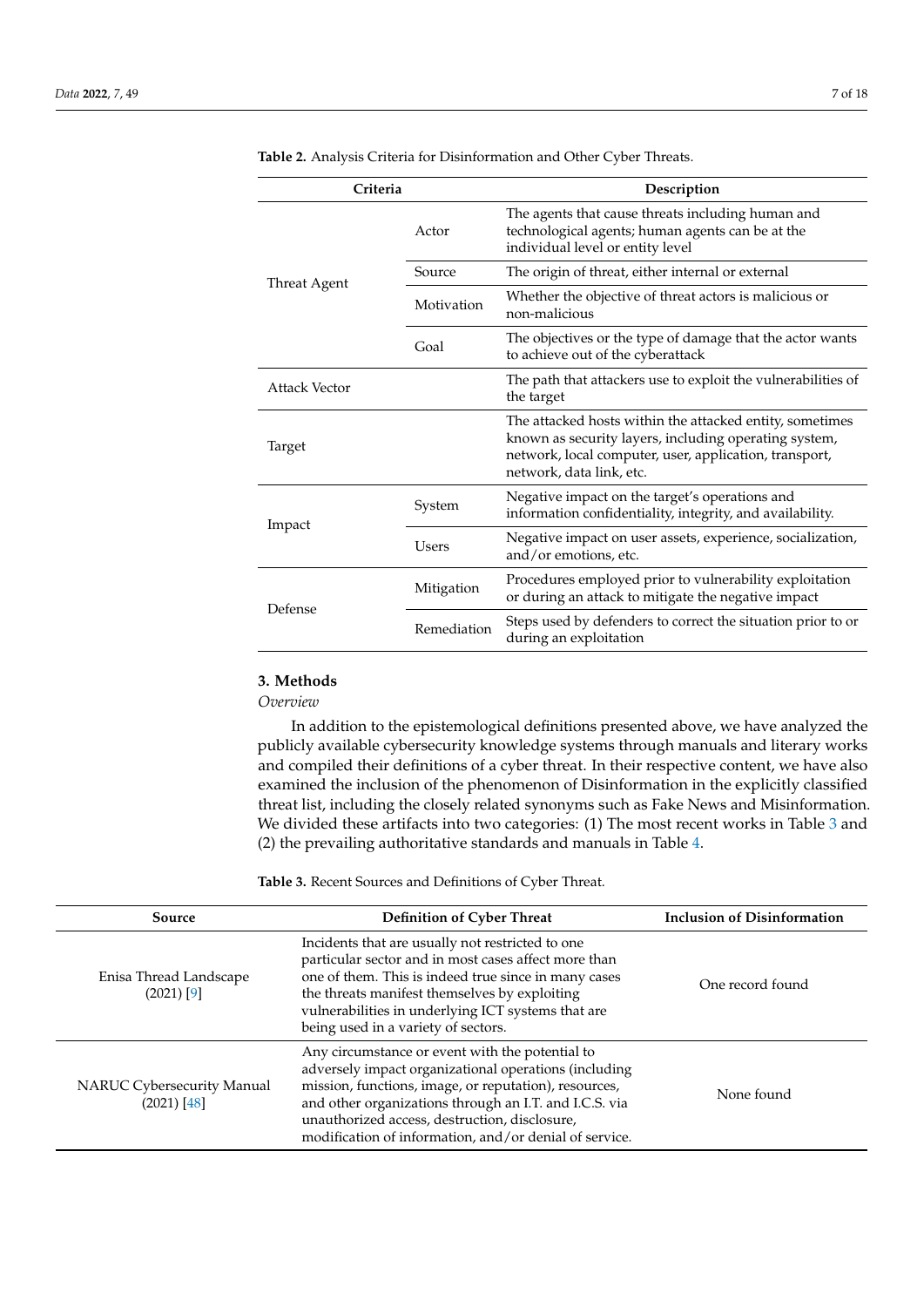**Table 2.** Analysis Criteria for Disinformation and Other Cyber Threats.

| Criteria | | Description |
|---|---|---|
| Threat Agent | Actor | The agents that cause threats including human and technological agents; human agents can be at the individual level or entity level |
| | Source | The origin of threat, either internal or external |
| | Motivation | Whether the objective of threat actors is malicious or non-malicious |
| | Goal | The objectives or the type of damage that the actor wants to achieve out of the cyberattack |
| Attack Vector | | The path that attackers use to exploit the vulnerabilities of the target |
| Target | | The attacked hosts within the attacked entity, sometimes known as security layers, including operating system, network, local computer, user, application, transport, network, data link, etc. |
| Impact | System | Negative impact on the target's operations and information confidentiality, integrity, and availability. |
| | Users | Negative impact on user assets, experience, socialization, and/or emotions, etc. |
| Defense | Mitigation | Procedures employed prior to vulnerability exploitation or during an attack to mitigate the negative impact |
| | Remediation | Steps used by defenders to correct the situation prior to or during an exploitation |

## 3. Methods

*Overview*

In addition to the epistemological definitions presented above, we have analyzed the publicly available cybersecurity knowledge systems through manuals and literary works and compiled their definitions of a cyber threat. In their respective content, we have also examined the inclusion of the phenomenon of Disinformation in the explicitly classified threat list, including the closely related synonyms such as Fake News and Misinformation. We divided these artifacts into two categories: (1) The most recent works in Table 3 and (2) the prevailing authoritative standards and manuals in Table 4.

**Table 3.** Recent Sources and Definitions of Cyber Threat.

| Source | Definition of Cyber Threat | Inclusion of Disinformation |
|---|---|---|
| Enisa Thread Landscape (2021) [9] | Incidents that are usually not restricted to one particular sector and in most cases affect more than one of them. This is indeed true since in many cases the threats manifest themselves by exploiting vulnerabilities in underlying ICT systems that are being used in a variety of sectors. | One record found |
| NARUC Cybersecurity Manual (2021) [48] | Any circumstance or event with the potential to adversely impact organizational operations (including mission, functions, image, or reputation), resources, and other organizations through an I.T. and I.C.S. via unauthorized access, destruction, disclosure, modification of information, and/or denial of service. | None found |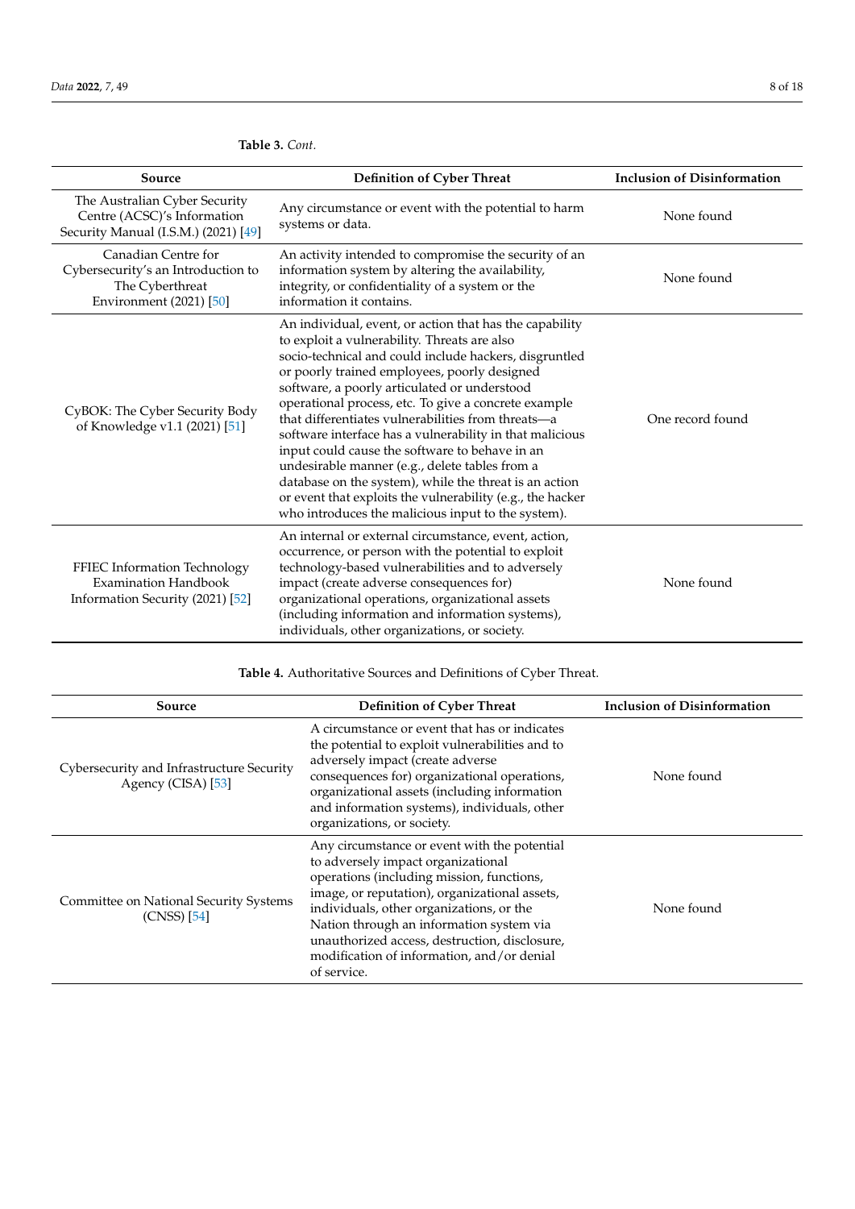**Table 3.** *Cont.*

| Source | Definition of Cyber Threat | Inclusion of Disinformation |
|---|---|---|
| The Australian Cyber Security Centre (ACSC)'s Information Security Manual (I.S.M.) (2021) [49] | Any circumstance or event with the potential to harm systems or data. | None found |
| Canadian Centre for Cybersecurity's an Introduction to The Cyberthreat Environment (2021) [50] | An activity intended to compromise the security of an information system by altering the availability, integrity, or confidentiality of a system or the information it contains. | None found |
| CyBOK: The Cyber Security Body of Knowledge v1.1 (2021) [51] | An individual, event, or action that has the capability to exploit a vulnerability. Threats are also socio-technical and could include hackers, disgruntled or poorly trained employees, poorly designed software, a poorly articulated or understood operational process, etc. To give a concrete example that differentiates vulnerabilities from threats—a software interface has a vulnerability in that malicious input could cause the software to behave in an undesirable manner (e.g., delete tables from a database on the system), while the threat is an action or event that exploits the vulnerability (e.g., the hacker who introduces the malicious input to the system). | One record found |
| FFIEC Information Technology Examination Handbook Information Security (2021) [52] | An internal or external circumstance, event, action, occurrence, or person with the potential to exploit technology-based vulnerabilities and to adversely impact (create adverse consequences for) organizational operations, organizational assets (including information and information systems), individuals, other organizations, or society. | None found |

**Table 4.** Authoritative Sources and Definitions of Cyber Threat.

| Source | Definition of Cyber Threat | Inclusion of Disinformation |
|---|---|---|
| Cybersecurity and Infrastructure Security Agency (CISA) [53] | A circumstance or event that has or indicates the potential to exploit vulnerabilities and to adversely impact (create adverse consequences for) organizational operations, organizational assets (including information and information systems), individuals, other organizations, or society. | None found |
| Committee on National Security Systems (CNSS) [54] | Any circumstance or event with the potential to adversely impact organizational operations (including mission, functions, image, or reputation), organizational assets, individuals, other organizations, or the Nation through an information system via unauthorized access, destruction, disclosure, modification of information, and/or denial of service. | None found |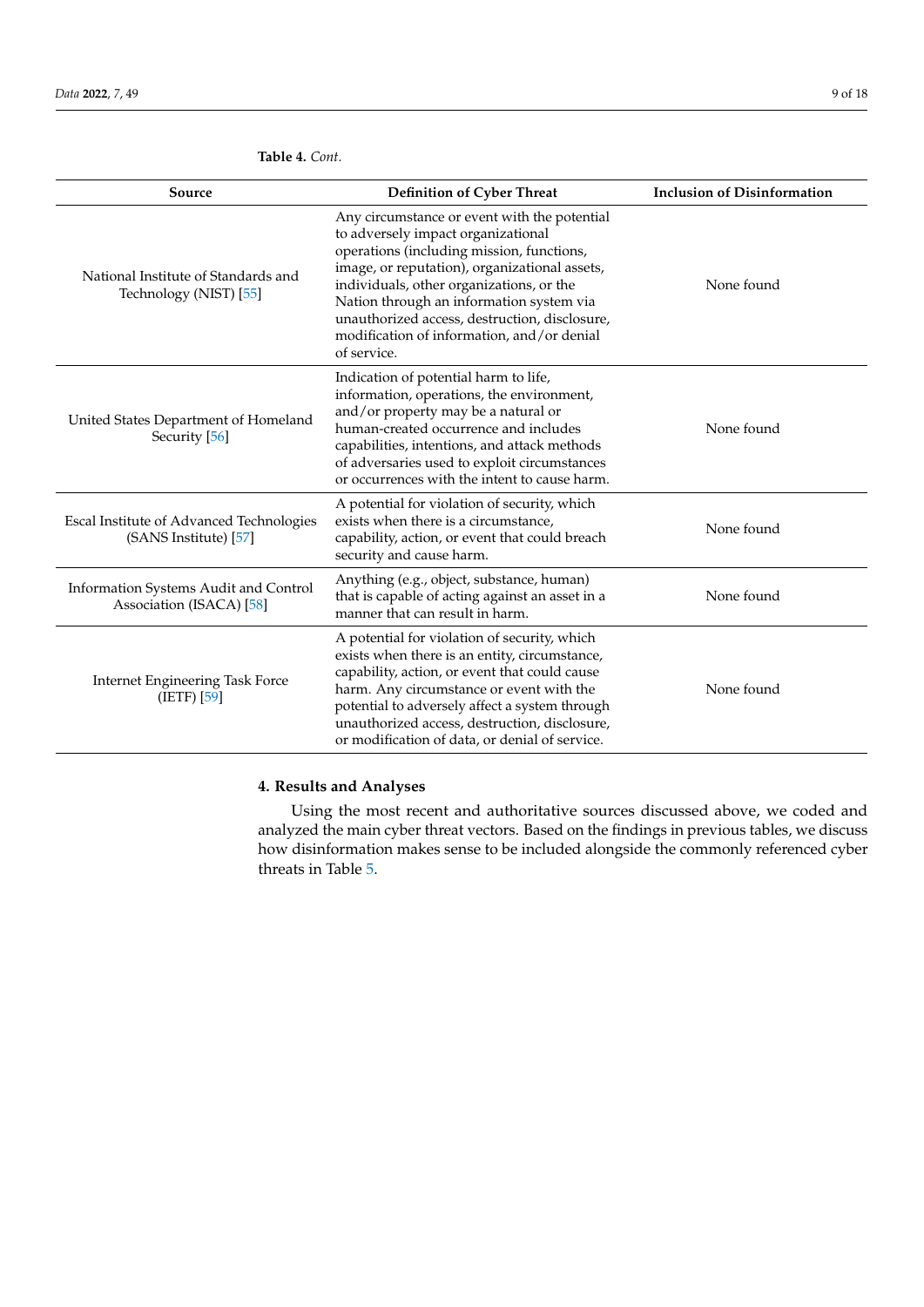**Table 4.** *Cont.*

| Source | Definition of Cyber Threat | Inclusion of Disinformation |
| --- | --- | --- |
| National Institute of Standards and Technology (NIST) [55] | Any circumstance or event with the potential to adversely impact organizational operations (including mission, functions, image, or reputation), organizational assets, individuals, other organizations, or the Nation through an information system via unauthorized access, destruction, disclosure, modification of information, and/or denial of service. | None found |
| United States Department of Homeland Security [56] | Indication of potential harm to life, information, operations, the environment, and/or property may be a natural or human-created occurrence and includes capabilities, intentions, and attack methods of adversaries used to exploit circumstances or occurrences with the intent to cause harm. | None found |
| Escal Institute of Advanced Technologies (SANS Institute) [57] | A potential for violation of security, which exists when there is a circumstance, capability, action, or event that could breach security and cause harm. | None found |
| Information Systems Audit and Control Association (ISACA) [58] | Anything (e.g., object, substance, human) that is capable of acting against an asset in a manner that can result in harm. | None found |
| Internet Engineering Task Force (IETF) [59] | A potential for violation of security, which exists when there is an entity, circumstance, capability, action, or event that could cause harm. Any circumstance or event with the potential to adversely affect a system through unauthorized access, destruction, disclosure, or modification of data, or denial of service. | None found |

## 4. Results and Analyses

Using the most recent and authoritative sources discussed above, we coded and analyzed the main cyber threat vectors. Based on the findings in previous tables, we discuss how disinformation makes sense to be included alongside the commonly referenced cyber threats in Table 5.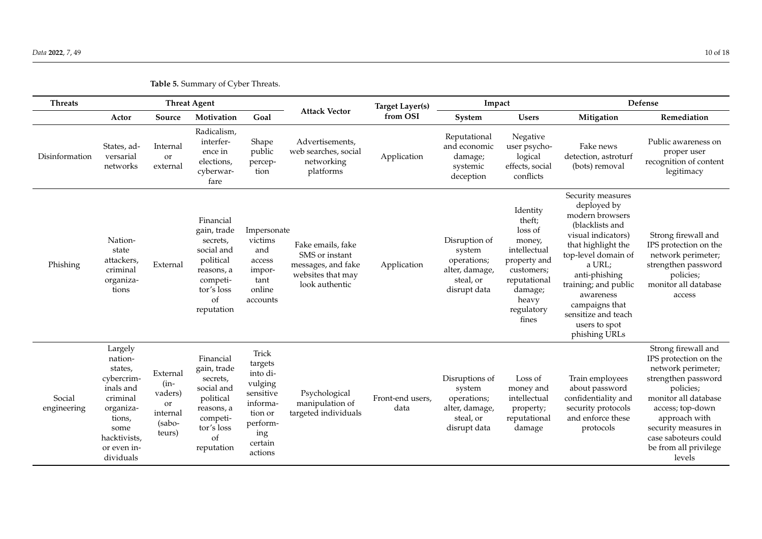**Table 5.** Summary of Cyber Threats.

| Threats | Threat Agent | | | | Attack Vector | Target Layer(s) from OSI | Impact | | Defense | |
|---|---|---|---|---|---|---|---|---|---|---|
| | Actor | Source | Motivation | Goal | | | System | Users | Mitigation | Remediation |
| Disinformation | States, adversarial networks | Internal or external | Radicalism, interference in elections, cyberwarfare | Shape public perception | Advertisements, web searches, social networking platforms | Application | Reputational and economic damage; systemic deception | Negative user psychological effects, social conflicts | Fake news detection, astroturf (bots) removal | Public awareness on proper user recognition of content legitimacy |
| Phishing | Nation-state attackers, criminal organizations | External | Financial gain, trade secrets, social and political reasons, a competitor's loss of reputation | Impersonate victims and access important online accounts | Fake emails, fake SMS or instant messages, and fake websites that may look authentic | Application | Disruption of system operations; alter, damage, steal, or disrupt data | Identity theft; loss of money, intellectual property and customers; reputational damage; heavy regulatory fines | Security measures deployed by modern browsers (blacklists and visual indicators) that highlight the top-level domain of a URL; anti-phishing training; and public awareness campaigns that sensitize and teach users to spot phishing URLs | Strong firewall and IPS protection on the network perimeter; strengthen password policies; monitor all database access |
| Social engineering | Largely nation-states, cybercriminals and criminal organizations, some hacktivists, or even individuals | External (invaders) or internal (saboteurs) | Financial gain, trade secrets, social and political reasons, a competitor's loss of reputation | Trick targets into divulging sensitive information or performing certain actions | Psychological manipulation of targeted individuals | Front-end users, data | Disruptions of system operations; alter, damage, steal, or disrupt data | Loss of money and intellectual property; reputational damage | Train employees about password confidentiality and security protocols and enforce these protocols | Strong firewall and IPS protection on the network perimeter; strengthen password policies; monitor all database access; top-down approach with security measures in case saboteurs could be from all privilege levels |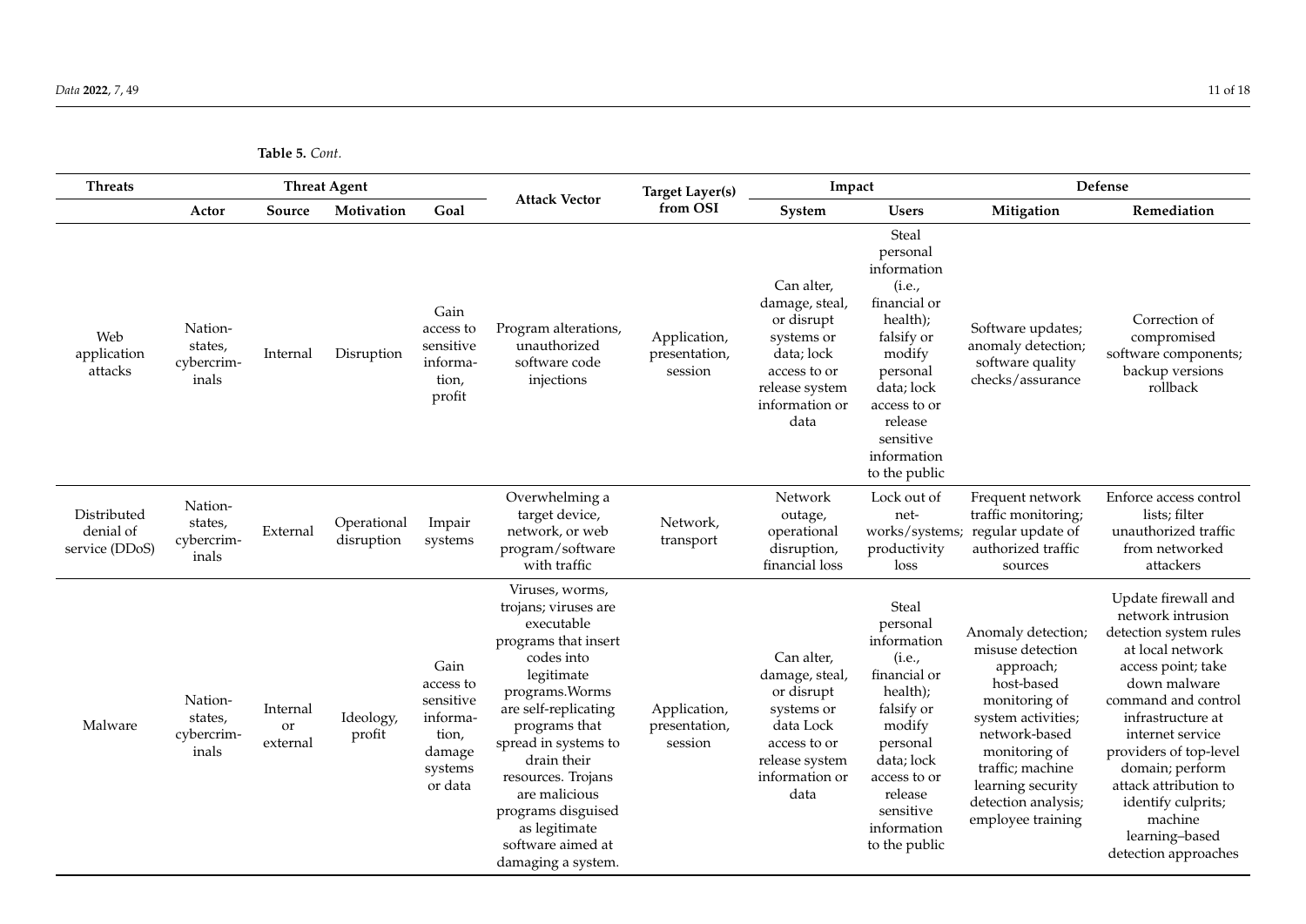**Table 5.** *Cont.*

| Threats | Threat Agent | | | | Attack Vector | Target Layer(s) from OSI | Impact | | Defense | |
|---|---|---|---|---|---|---|---|---|---|---|
| | Actor | Source | Motivation | Goal | | | System | Users | Mitigation | Remediation |
| Web application attacks | Nation-states, cybercriminals | Internal | Disruption | Gain access to sensitive information, profit | Program alterations, unauthorized software code injections | Application, presentation, session | Can alter, damage, steal, or disrupt systems or data; lock access to or release system information or data | Steal personal information (i.e., financial or health); falsify or modify personal data; lock access to or release sensitive information to the public | Software updates; anomaly detection; software quality checks/assurance | Correction of compromised software components; backup versions rollback |
| Distributed denial of service (DDoS) | Nation-states, cybercriminals | External | Operational disruption | Impair systems | Overwhelming a target device, network, or web program/software with traffic | Network, transport | Network outage, operational disruption, financial loss | Lock out of networks/systems; productivity loss | Frequent network traffic monitoring; regular update of authorized traffic sources | Enforce access control lists; filter unauthorized traffic from networked attackers |
| Malware | Nation-states, cybercriminals | Internal or external | Ideology, profit | Gain access to sensitive information, damage systems or data | Viruses, worms, trojans; viruses are executable programs that insert codes into legitimate programs.Worms are self-replicating programs that spread in systems to drain their resources. Trojans are malicious programs disguised as legitimate software aimed at damaging a system. | Application, presentation, session | Can alter, damage, steal, or disrupt systems or data Lock access to or release system information or data | Steal personal information (i.e., financial or health); falsify or modify personal data; lock access to or release sensitive information to the public | Anomaly detection; misuse detection approach; host-based monitoring of system activities; network-based monitoring of traffic; machine learning security detection analysis; employee training | Update firewall and network intrusion detection system rules at local network access point; take down malware command and control infrastructure at internet service providers of top-level domain; perform attack attribution to identify culprits; machine learning–based detection approaches |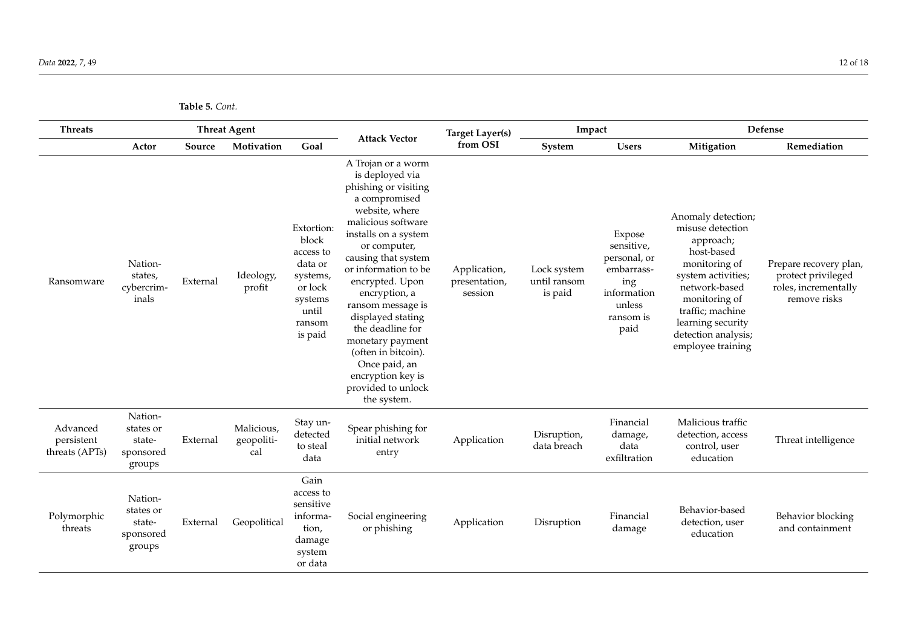**Table 5.** *Cont.*

| Threats | Threat Agent | | | | Attack Vector | Target Layer(s) from OSI | Impact | | Defense | |
|---|---|---|---|---|---|---|---|---|---|---|
| | Actor | Source | Motivation | Goal | | | System | Users | Mitigation | Remediation |
| Ransomware | Nation-states, cybercriminals | External | Ideology, profit | Extortion: block access to data or systems, or lock systems until ransom is paid | A Trojan or a worm is deployed via phishing or visiting a compromised website, where malicious software installs on a system or computer, causing that system or information to be encrypted. Upon encryption, a ransom message is displayed stating the deadline for monetary payment (often in bitcoin). Once paid, an encryption key is provided to unlock the system. | Application, presentation, session | Lock system until ransom is paid | Expose sensitive, personal, or embarrassing information unless ransom is paid | Anomaly detection; misuse detection approach; host-based monitoring of system activities; network-based monitoring of traffic; machine learning security detection analysis; employee training | Prepare recovery plan, protect privileged roles, incrementally remove risks |
| Advanced persistent threats (APTs) | Nation-states or state-sponsored groups | External | Malicious, geopolitical | Stay undetected to steal data | Spear phishing for initial network entry | Application | Disruption, data breach | Financial damage, data exfiltration | Malicious traffic detection, access control, user education | Threat intelligence |
| Polymorphic threats | Nation-states or state-sponsored groups | External | Geopolitical | Gain access to sensitive information, damage system or data | Social engineering or phishing | Application | Disruption | Financial damage | Behavior-based detection, user education | Behavior blocking and containment |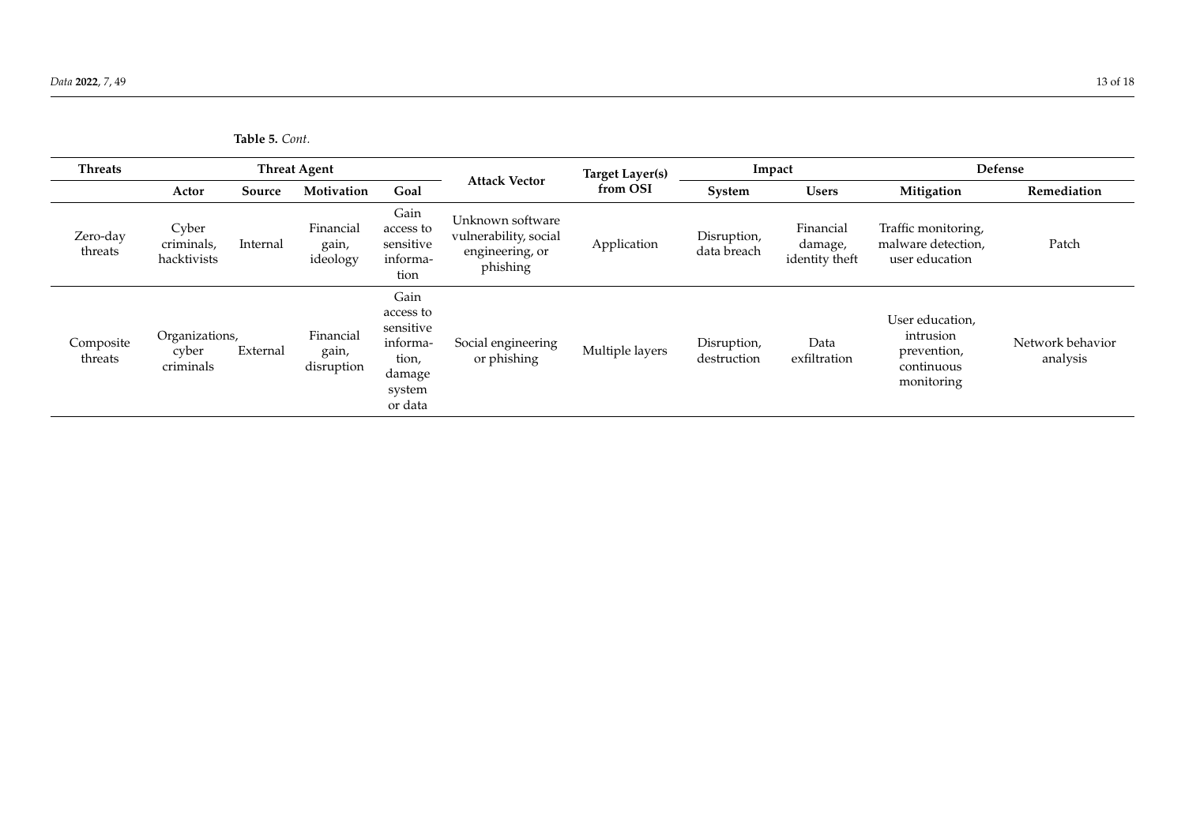**Table 5.** *Cont.*

| Threats | Threat Agent | | | | Attack Vector | Target Layer(s) from OSI | Impact | | Defense | |
|---|---|---|---|---|---|---|---|---|---|---|
| | Actor | Source | Motivation | Goal | | | System | Users | Mitigation | Remediation |
| Zero-day threats | Cyber criminals, hacktivists | Internal | Financial gain, ideology | Gain access to sensitive information | Unknown software vulnerability, social engineering, or phishing | Application | Disruption, data breach | Financial damage, identity theft | Traffic monitoring, malware detection, user education | Patch |
| Composite threats | Organizations, cyber criminals | External | Financial gain, disruption | Gain access to sensitive information, damage system or data | Social engineering or phishing | Multiple layers | Disruption, destruction | Data exfiltration | User education, intrusion prevention, continuous monitoring | Network behavior analysis |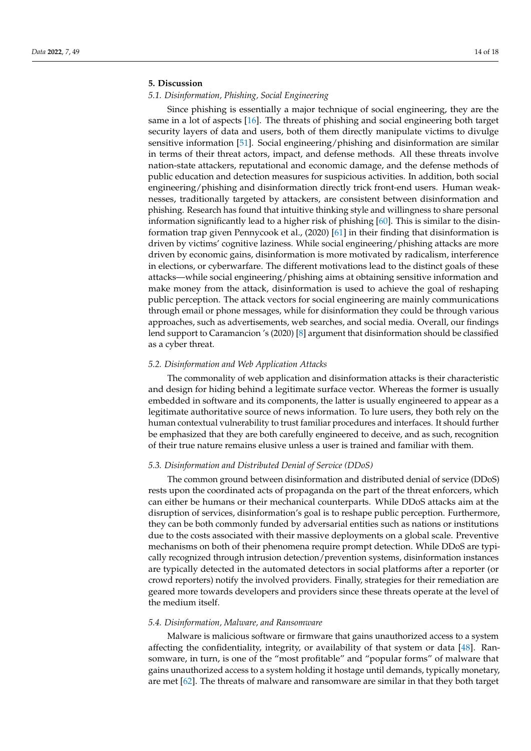## 5. Discussion

### *5.1. Disinformation, Phishing, Social Engineering*

Since phishing is essentially a major technique of social engineering, they are the same in a lot of aspects [16]. The threats of phishing and social engineering both target security layers of data and users, both of them directly manipulate victims to divulge sensitive information [51]. Social engineering/phishing and disinformation are similar in terms of their threat actors, impact, and defense methods. All these threats involve nation-state attackers, reputational and economic damage, and the defense methods of public education and detection measures for suspicious activities. In addition, both social engineering/phishing and disinformation directly trick front-end users. Human weaknesses, traditionally targeted by attackers, are consistent between disinformation and phishing. Research has found that intuitive thinking style and willingness to share personal information significantly lead to a higher risk of phishing [60]. This is similar to the disinformation trap given Pennycook et al., (2020) [61] in their finding that disinformation is driven by victims' cognitive laziness. While social engineering/phishing attacks are more driven by economic gains, disinformation is more motivated by radicalism, interference in elections, or cyberwarfare. The different motivations lead to the distinct goals of these attacks—while social engineering/phishing aims at obtaining sensitive information and make money from the attack, disinformation is used to achieve the goal of reshaping public perception. The attack vectors for social engineering are mainly communications through email or phone messages, while for disinformation they could be through various approaches, such as advertisements, web searches, and social media. Overall, our findings lend support to Caramancion 's (2020) [8] argument that disinformation should be classified as a cyber threat.

### *5.2. Disinformation and Web Application Attacks*

The commonality of web application and disinformation attacks is their characteristic and design for hiding behind a legitimate surface vector. Whereas the former is usually embedded in software and its components, the latter is usually engineered to appear as a legitimate authoritative source of news information. To lure users, they both rely on the human contextual vulnerability to trust familiar procedures and interfaces. It should further be emphasized that they are both carefully engineered to deceive, and as such, recognition of their true nature remains elusive unless a user is trained and familiar with them.

### *5.3. Disinformation and Distributed Denial of Service (DDoS)*

The common ground between disinformation and distributed denial of service (DDoS) rests upon the coordinated acts of propaganda on the part of the threat enforcers, which can either be humans or their mechanical counterparts. While DDoS attacks aim at the disruption of services, disinformation's goal is to reshape public perception. Furthermore, they can be both commonly funded by adversarial entities such as nations or institutions due to the costs associated with their massive deployments on a global scale. Preventive mechanisms on both of their phenomena require prompt detection. While DDoS are typically recognized through intrusion detection/prevention systems, disinformation instances are typically detected in the automated detectors in social platforms after a reporter (or crowd reporters) notify the involved providers. Finally, strategies for their remediation are geared more towards developers and providers since these threats operate at the level of the medium itself.

### *5.4. Disinformation, Malware, and Ransomware*

Malware is malicious software or firmware that gains unauthorized access to a system affecting the confidentiality, integrity, or availability of that system or data [48]. Ransomware, in turn, is one of the "most profitable" and "popular forms" of malware that gains unauthorized access to a system holding it hostage until demands, typically monetary, are met [62]. The threats of malware and ransomware are similar in that they both target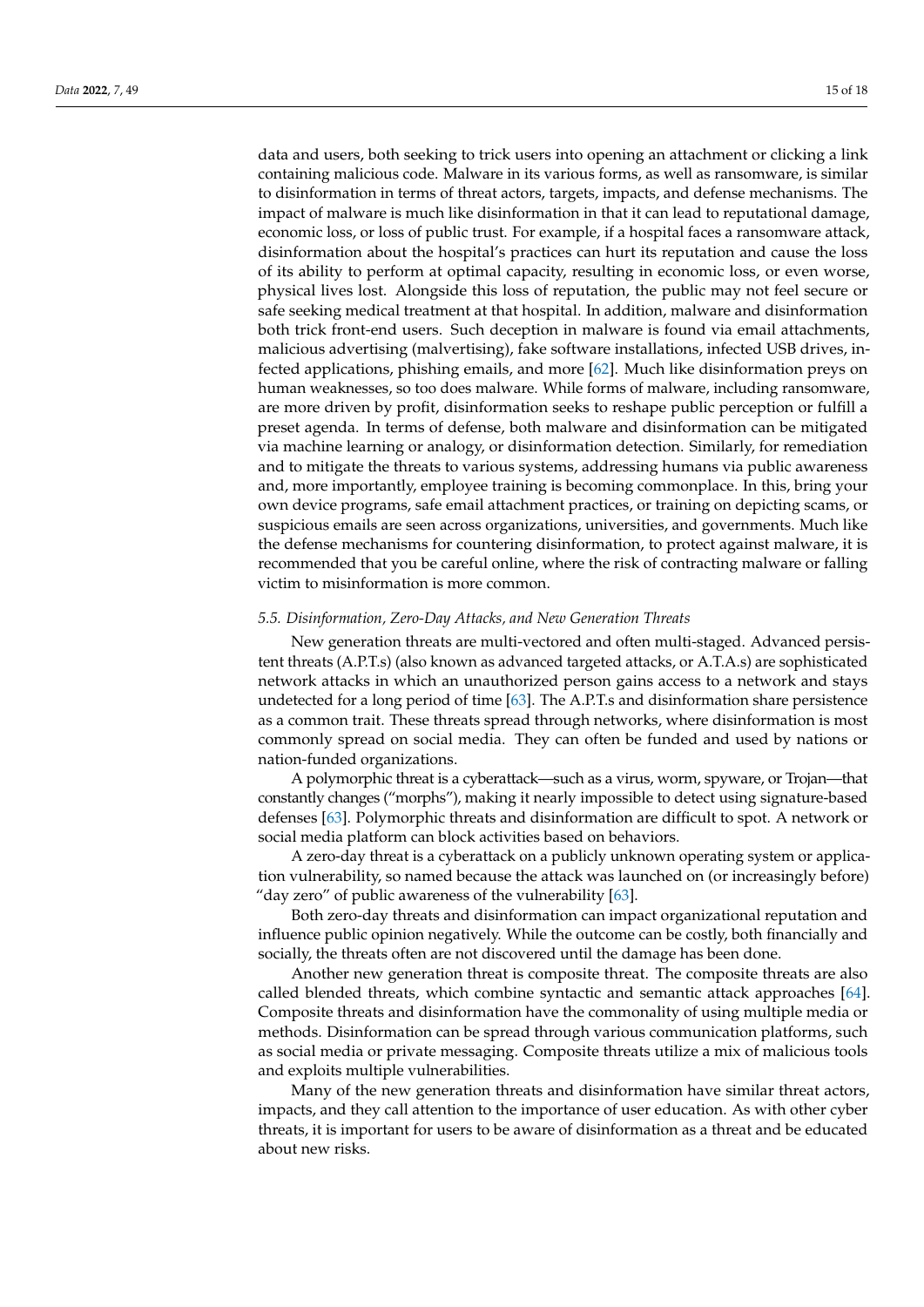data and users, both seeking to trick users into opening an attachment or clicking a link containing malicious code. Malware in its various forms, as well as ransomware, is similar to disinformation in terms of threat actors, targets, impacts, and defense mechanisms. The impact of malware is much like disinformation in that it can lead to reputational damage, economic loss, or loss of public trust. For example, if a hospital faces a ransomware attack, disinformation about the hospital's practices can hurt its reputation and cause the loss of its ability to perform at optimal capacity, resulting in economic loss, or even worse, physical lives lost. Alongside this loss of reputation, the public may not feel secure or safe seeking medical treatment at that hospital. In addition, malware and disinformation both trick front-end users. Such deception in malware is found via email attachments, malicious advertising (malvertising), fake software installations, infected USB drives, infected applications, phishing emails, and more [62]. Much like disinformation preys on human weaknesses, so too does malware. While forms of malware, including ransomware, are more driven by profit, disinformation seeks to reshape public perception or fulfill a preset agenda. In terms of defense, both malware and disinformation can be mitigated via machine learning or analogy, or disinformation detection. Similarly, for remediation and to mitigate the threats to various systems, addressing humans via public awareness and, more importantly, employee training is becoming commonplace. In this, bring your own device programs, safe email attachment practices, or training on depicting scams, or suspicious emails are seen across organizations, universities, and governments. Much like the defense mechanisms for countering disinformation, to protect against malware, it is recommended that you be careful online, where the risk of contracting malware or falling victim to misinformation is more common.

### *5.5. Disinformation, Zero-Day Attacks, and New Generation Threats*

New generation threats are multi-vectored and often multi-staged. Advanced persistent threats (A.P.T.s) (also known as advanced targeted attacks, or A.T.A.s) are sophisticated network attacks in which an unauthorized person gains access to a network and stays undetected for a long period of time [63]. The A.P.T.s and disinformation share persistence as a common trait. These threats spread through networks, where disinformation is most commonly spread on social media. They can often be funded and used by nations or nation-funded organizations.

A polymorphic threat is a cyberattack—such as a virus, worm, spyware, or Trojan—that constantly changes ("morphs"), making it nearly impossible to detect using signature-based defenses [63]. Polymorphic threats and disinformation are difficult to spot. A network or social media platform can block activities based on behaviors.

A zero-day threat is a cyberattack on a publicly unknown operating system or application vulnerability, so named because the attack was launched on (or increasingly before) "day zero" of public awareness of the vulnerability [63].

Both zero-day threats and disinformation can impact organizational reputation and influence public opinion negatively. While the outcome can be costly, both financially and socially, the threats often are not discovered until the damage has been done.

Another new generation threat is composite threat. The composite threats are also called blended threats, which combine syntactic and semantic attack approaches [64]. Composite threats and disinformation have the commonality of using multiple media or methods. Disinformation can be spread through various communication platforms, such as social media or private messaging. Composite threats utilize a mix of malicious tools and exploits multiple vulnerabilities.

Many of the new generation threats and disinformation have similar threat actors, impacts, and they call attention to the importance of user education. As with other cyber threats, it is important for users to be aware of disinformation as a threat and be educated about new risks.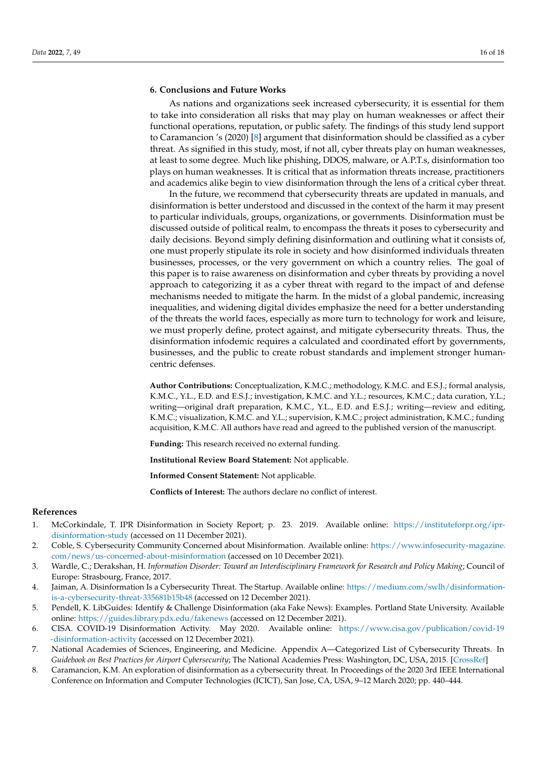## 6. Conclusions and Future Works

As nations and organizations seek increased cybersecurity, it is essential for them to take into consideration all risks that may play on human weaknesses or affect their functional operations, reputation, or public safety. The findings of this study lend support to Caramancion 's (2020) [8] argument that disinformation should be classified as a cyber threat. As signified in this study, most, if not all, cyber threats play on human weaknesses, at least to some degree. Much like phishing, DDOS, malware, or A.P.T.s, disinformation too plays on human weaknesses. It is critical that as information threats increase, practitioners and academics alike begin to view disinformation through the lens of a critical cyber threat.

In the future, we recommend that cybersecurity threats are updated in manuals, and disinformation is better understood and discussed in the context of the harm it may present to particular individuals, groups, organizations, or governments. Disinformation must be discussed outside of political realm, to encompass the threats it poses to cybersecurity and daily decisions. Beyond simply defining disinformation and outlining what it consists of, one must properly stipulate its role in society and how disinformed individuals threaten businesses, processes, or the very government on which a country relies. The goal of this paper is to raise awareness on disinformation and cyber threats by providing a novel approach to categorizing it as a cyber threat with regard to the impact of and defense mechanisms needed to mitigate the harm. In the midst of a global pandemic, increasing inequalities, and widening digital divides emphasize the need for a better understanding of the threats the world faces, especially as more turn to technology for work and leisure, we must properly define, protect against, and mitigate cybersecurity threats. Thus, the disinformation infodemic requires a calculated and coordinated effort by governments, businesses, and the public to create robust standards and implement stronger human-centric defenses.

**Author Contributions:** Conceptualization, K.M.C.; methodology, K.M.C. and E.S.J.; formal analysis, K.M.C., Y.L., E.D. and E.S.J.; investigation, K.M.C. and Y.L.; resources, K.M.C.; data curation, Y.L.; writing—original draft preparation, K.M.C., Y.L., E.D. and E.S.J.; writing—review and editing, K.M.C.; visualization, K.M.C. and Y.L.; supervision, K.M.C.; project administration, K.M.C.; funding acquisition, K.M.C. All authors have read and agreed to the published version of the manuscript.

**Funding:** This research received no external funding.

**Institutional Review Board Statement:** Not applicable.

**Informed Consent Statement:** Not applicable.

**Conflicts of Interest:** The authors declare no conflict of interest.

## References

1. McCorkindale, T. IPR Disinformation in Society Report; p. 23. 2019. Available online: https://instituteforpr.org/ipr-disinformation-study (accessed on 11 December 2021).
2. Coble, S. Cybersecurity Community Concerned about Misinformation. Available online: https://www.infosecurity-magazine.com/news/us-concerned-about-misinformation (accessed on 10 December 2021).
3. Wardle, C.; Derakshan, H. *Information Disorder: Toward an Interdisciplinary Framework for Research and Policy Making*; Council of Europe: Strasbourg, France, 2017.
4. Jaiman, A. Disinformation Is a Cybersecurity Threat. The Startup. Available online: https://medium.com/swlh/disinformation-is-a-cybersecurity-threat-335681b15b48 (accessed on 12 December 2021).
5. Pendell, K. LibGuides: Identify & Challenge Disinformation (aka Fake News): Examples. Portland State University. Available online: https://guides.library.pdx.edu/fakenews (accessed on 12 December 2021).
6. CISA. COVID-19 Disinformation Activity. May 2020. Available online: https://www.cisa.gov/publication/covid-19-disinformation-activity (accessed on 12 December 2021).
7. National Academies of Sciences, Engineering, and Medicine. Appendix A—Categorized List of Cybersecurity Threats. In *Guidebook on Best Practices for Airport Cybersecurity*; The National Academies Press: Washington, DC, USA, 2015. [CrossRef]
8. Caramancion, K.M. An exploration of disinformation as a cybersecurity threat. In Proceedings of the 2020 3rd IEEE International Conference on Information and Computer Technologies (ICICT), San Jose, CA, USA, 9–12 March 2020; pp. 440–444.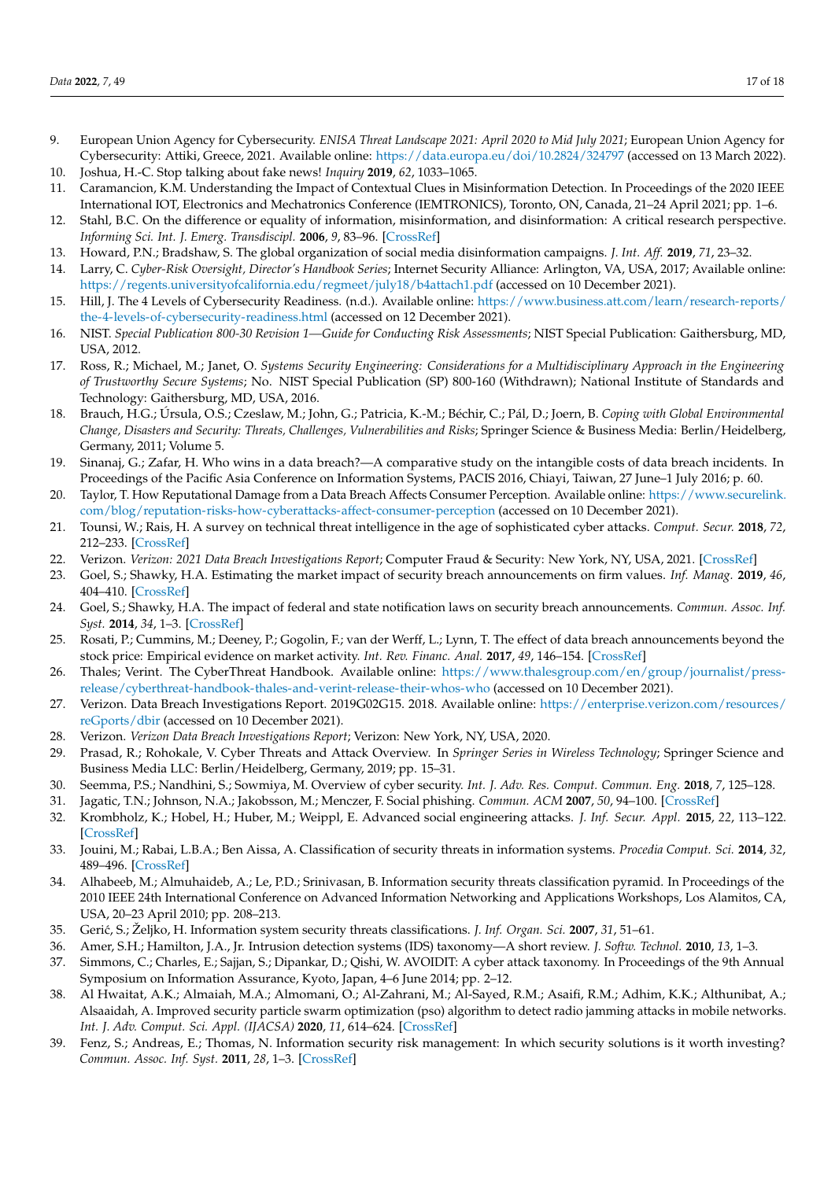9. European Union Agency for Cybersecurity. *ENISA Threat Landscape 2021: April 2020 to Mid July 2021*; European Union Agency for Cybersecurity: Attiki, Greece, 2021. Available online: https://data.europa.eu/doi/10.2824/324797 (accessed on 13 March 2022).
10. Joshua, H.-C. Stop talking about fake news! *Inquiry* **2019**, *62*, 1033–1065.
11. Caramancion, K.M. Understanding the Impact of Contextual Clues in Misinformation Detection. In Proceedings of the 2020 IEEE International IOT, Electronics and Mechatronics Conference (IEMTRONICS), Toronto, ON, Canada, 21–24 April 2021; pp. 1–6.
12. Stahl, B.C. On the difference or equality of information, misinformation, and disinformation: A critical research perspective. *Informing Sci. Int. J. Emerg. Transdiscipl.* **2006**, *9*, 83–96. [CrossRef]
13. Howard, P.N.; Bradshaw, S. The global organization of social media disinformation campaigns. *J. Int. Aff.* **2019**, *71*, 23–32.
14. Larry, C. *Cyber-Risk Oversight, Director's Handbook Series*; Internet Security Alliance: Arlington, VA, USA, 2017; Available online: https://regents.universityofcalifornia.edu/regmeet/july18/b4attach1.pdf (accessed on 10 December 2021).
15. Hill, J. The 4 Levels of Cybersecurity Readiness. (n.d.). Available online: https://www.business.att.com/learn/research-reports/the-4-levels-of-cybersecurity-readiness.html (accessed on 12 December 2021).
16. NIST. *Special Publication 800-30 Revision 1—Guide for Conducting Risk Assessments*; NIST Special Publication: Gaithersburg, MD, USA, 2012.
17. Ross, R.; Michael, M.; Janet, O. *Systems Security Engineering: Considerations for a Multidisciplinary Approach in the Engineering of Trustworthy Secure Systems*; No. NIST Special Publication (SP) 800-160 (Withdrawn); National Institute of Standards and Technology: Gaithersburg, MD, USA, 2016.
18. Brauch, H.G.; Úrsula, O.S.; Czeslaw, M.; John, G.; Patricia, K.-M.; Béchir, C.; Pál, D.; Joern, B. *Coping with Global Environmental Change, Disasters and Security: Threats, Challenges, Vulnerabilities and Risks*; Springer Science & Business Media: Berlin/Heidelberg, Germany, 2011; Volume 5.
19. Sinanaj, G.; Zafar, H. Who wins in a data breach?—A comparative study on the intangible costs of data breach incidents. In Proceedings of the Pacific Asia Conference on Information Systems, PACIS 2016, Chiayi, Taiwan, 27 June–1 July 2016; p. 60.
20. Taylor, T. How Reputational Damage from a Data Breach Affects Consumer Perception. Available online: https://www.securelink.com/blog/reputation-risks-how-cyberattacks-affect-consumer-perception (accessed on 10 December 2021).
21. Tounsi, W.; Rais, H. A survey on technical threat intelligence in the age of sophisticated cyber attacks. *Comput. Secur.* **2018**, *72*, 212–233. [CrossRef]
22. Verizon. *Verizon: 2021 Data Breach Investigations Report*; Computer Fraud & Security: New York, NY, USA, 2021. [CrossRef]
23. Goel, S.; Shawky, H.A. Estimating the market impact of security breach announcements on firm values. *Inf. Manag.* **2019**, *46*, 404–410. [CrossRef]
24. Goel, S.; Shawky, H.A. The impact of federal and state notification laws on security breach announcements. *Commun. Assoc. Inf. Syst.* **2014**, *34*, 1–3. [CrossRef]
25. Rosati, P.; Cummins, M.; Deeney, P.; Gogolin, F.; van der Werff, L.; Lynn, T. The effect of data breach announcements beyond the stock price: Empirical evidence on market activity. *Int. Rev. Financ. Anal.* **2017**, *49*, 146–154. [CrossRef]
26. Thales; Verint. The CyberThreat Handbook. Available online: https://www.thalesgroup.com/en/group/journalist/press-release/cyberthreat-handbook-thales-and-verint-release-their-whos-who (accessed on 10 December 2021).
27. Verizon. Data Breach Investigations Report. 2019G02G15. 2018. Available online: https://enterprise.verizon.com/resources/reGports/dbir (accessed on 10 December 2021).
28. Verizon. *Verizon Data Breach Investigations Report*; Verizon: New York, NY, USA, 2020.
29. Prasad, R.; Rohokale, V. Cyber Threats and Attack Overview. In *Springer Series in Wireless Technology*; Springer Science and Business Media LLC: Berlin/Heidelberg, Germany, 2019; pp. 15–31.
30. Seemma, P.S.; Nandhini, S.; Sowmiya, M. Overview of cyber security. *Int. J. Adv. Res. Comput. Commun. Eng.* **2018**, *7*, 125–128.
31. Jagatic, T.N.; Johnson, N.A.; Jakobsson, M.; Menczer, F. Social phishing. *Commun. ACM* **2007**, *50*, 94–100. [CrossRef]
32. Krombholz, K.; Hobel, H.; Huber, M.; Weippl, E. Advanced social engineering attacks. *J. Inf. Secur. Appl.* **2015**, *22*, 113–122. [CrossRef]
33. Jouini, M.; Rabai, L.B.A.; Ben Aissa, A. Classification of security threats in information systems. *Procedia Comput. Sci.* **2014**, *32*, 489–496. [CrossRef]
34. Alhabeeb, M.; Almuhaideb, A.; Le, P.D.; Srinivasan, B. Information security threats classification pyramid. In Proceedings of the 2010 IEEE 24th International Conference on Advanced Information Networking and Applications Workshops, Los Alamitos, CA, USA, 20–23 April 2010; pp. 208–213.
35. Gerić, S.; Željko, H. Information system security threats classifications. *J. Inf. Organ. Sci.* **2007**, *31*, 51–61.
36. Amer, S.H.; Hamilton, J.A., Jr. Intrusion detection systems (IDS) taxonomy—A short review. *J. Softw. Technol.* **2010**, *13*, 1–3.
37. Simmons, C.; Charles, E.; Sajjan, S.; Dipankar, D.; Qishi, W. AVOIDIT: A cyber attack taxonomy. In Proceedings of the 9th Annual Symposium on Information Assurance, Kyoto, Japan, 4–6 June 2014; pp. 2–12.
38. Al Hwaitat, A.K.; Almaiah, M.A.; Almomani, O.; Al-Zahrani, M.; Al-Sayed, R.M.; Asaifi, R.M.; Adhim, K.K.; Althunibat, A.; Alsaaidah, A. Improved security particle swarm optimization (pso) algorithm to detect radio jamming attacks in mobile networks. *Int. J. Adv. Comput. Sci. Appl. (IJACSA)* **2020**, *11*, 614–624. [CrossRef]
39. Fenz, S.; Andreas, E.; Thomas, N. Information security risk management: In which security solutions is it worth investing? *Commun. Assoc. Inf. Syst.* **2011**, *28*, 1–3. [CrossRef]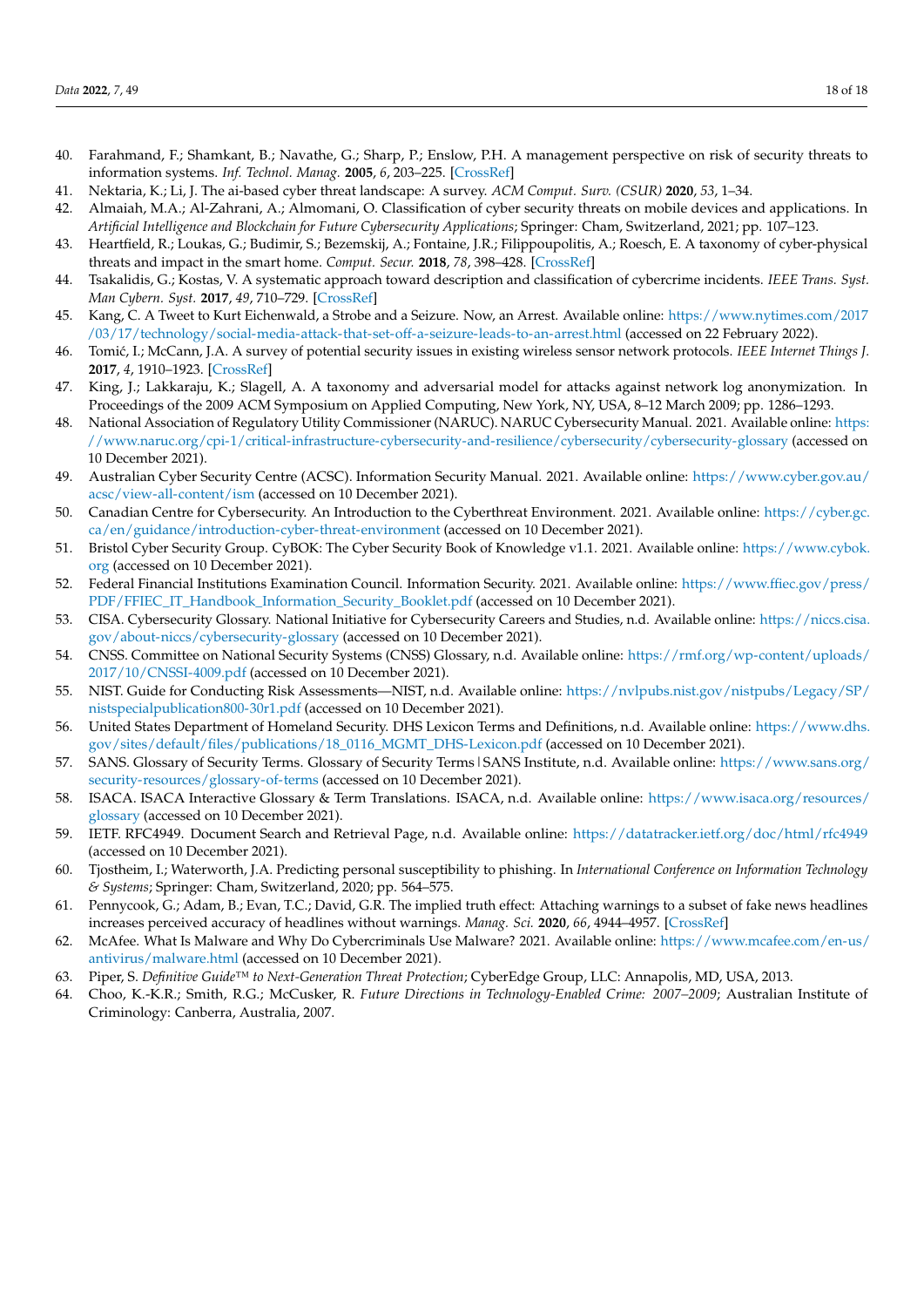40. Farahmand, F.; Shamkant, B.; Navathe, G.; Sharp, P.; Enslow, P.H. A management perspective on risk of security threats to information systems. *Inf. Technol. Manag.* **2005**, *6*, 203–225. [CrossRef]
41. Nektaria, K.; Li, J. The ai-based cyber threat landscape: A survey. *ACM Comput. Surv. (CSUR)* **2020**, *53*, 1–34.
42. Almaiah, M.A.; Al-Zahrani, A.; Almomani, O. Classification of cyber security threats on mobile devices and applications. In *Artificial Intelligence and Blockchain for Future Cybersecurity Applications*; Springer: Cham, Switzerland, 2021; pp. 107–123.
43. Heartfield, R.; Loukas, G.; Budimir, S.; Bezemskij, A.; Fontaine, J.R.; Filippoupolitis, A.; Roesch, E. A taxonomy of cyber-physical threats and impact in the smart home. *Comput. Secur.* **2018**, *78*, 398–428. [CrossRef]
44. Tsakalidis, G.; Kostas, V. A systematic approach toward description and classification of cybercrime incidents. *IEEE Trans. Syst. Man Cybern. Syst.* **2017**, *49*, 710–729. [CrossRef]
45. Kang, C. A Tweet to Kurt Eichenwald, a Strobe and a Seizure. Now, an Arrest. Available online: https://www.nytimes.com/2017/03/17/technology/social-media-attack-that-set-off-a-seizure-leads-to-an-arrest.html (accessed on 22 February 2022).
46. Tomić, I.; McCann, J.A. A survey of potential security issues in existing wireless sensor network protocols. *IEEE Internet Things J.* **2017**, *4*, 1910–1923. [CrossRef]
47. King, J.; Lakkaraju, K.; Slagell, A. A taxonomy and adversarial model for attacks against network log anonymization. In Proceedings of the 2009 ACM Symposium on Applied Computing, New York, NY, USA, 8–12 March 2009; pp. 1286–1293.
48. National Association of Regulatory Utility Commissioner (NARUC). NARUC Cybersecurity Manual. 2021. Available online: https://www.naruc.org/cpi-1/critical-infrastructure-cybersecurity-and-resilience/cybersecurity/cybersecurity-glossary (accessed on 10 December 2021).
49. Australian Cyber Security Centre (ACSC). Information Security Manual. 2021. Available online: https://www.cyber.gov.au/acsc/view-all-content/ism (accessed on 10 December 2021).
50. Canadian Centre for Cybersecurity. An Introduction to the Cyberthreat Environment. 2021. Available online: https://cyber.gc.ca/en/guidance/introduction-cyber-threat-environment (accessed on 10 December 2021).
51. Bristol Cyber Security Group. CyBOK: The Cyber Security Book of Knowledge v1.1. 2021. Available online: https://www.cybok.org (accessed on 10 December 2021).
52. Federal Financial Institutions Examination Council. Information Security. 2021. Available online: https://www.ffiec.gov/press/PDF/FFIEC_IT_Handbook_Information_Security_Booklet.pdf (accessed on 10 December 2021).
53. CISA. Cybersecurity Glossary. National Initiative for Cybersecurity Careers and Studies, n.d. Available online: https://niccs.cisa.gov/about-niccs/cybersecurity-glossary (accessed on 10 December 2021).
54. CNSS. Committee on National Security Systems (CNSS) Glossary, n.d. Available online: https://rmf.org/wp-content/uploads/2017/10/CNSSI-4009.pdf (accessed on 10 December 2021).
55. NIST. Guide for Conducting Risk Assessments—NIST, n.d. Available online: https://nvlpubs.nist.gov/nistpubs/Legacy/SP/nistspecialpublication800-30r1.pdf (accessed on 10 December 2021).
56. United States Department of Homeland Security. DHS Lexicon Terms and Definitions, n.d. Available online: https://www.dhs.gov/sites/default/files/publications/18_0116_MGMT_DHS-Lexicon.pdf (accessed on 10 December 2021).
57. SANS. Glossary of Security Terms. Glossary of Security Terms | SANS Institute, n.d. Available online: https://www.sans.org/security-resources/glossary-of-terms (accessed on 10 December 2021).
58. ISACA. ISACA Interactive Glossary & Term Translations. ISACA, n.d. Available online: https://www.isaca.org/resources/glossary (accessed on 10 December 2021).
59. IETF. RFC4949. Document Search and Retrieval Page, n.d. Available online: https://datatracker.ietf.org/doc/html/rfc4949 (accessed on 10 December 2021).
60. Tjostheim, I.; Waterworth, J.A. Predicting personal susceptibility to phishing. In *International Conference on Information Technology & Systems*; Springer: Cham, Switzerland, 2020; pp. 564–575.
61. Pennycook, G.; Adam, B.; Evan, T.C.; David, G.R. The implied truth effect: Attaching warnings to a subset of fake news headlines increases perceived accuracy of headlines without warnings. *Manag. Sci.* **2020**, *66*, 4944–4957. [CrossRef]
62. McAfee. What Is Malware and Why Do Cybercriminals Use Malware? 2021. Available online: https://www.mcafee.com/en-us/antivirus/malware.html (accessed on 10 December 2021).
63. Piper, S. *Definitive Guide™ to Next-Generation Threat Protection*; CyberEdge Group, LLC: Annapolis, MD, USA, 2013.
64. Choo, K.-K.R.; Smith, R.G.; McCusker, R. *Future Directions in Technology-Enabled Crime: 2007–2009*; Australian Institute of Criminology: Canberra, Australia, 2007.